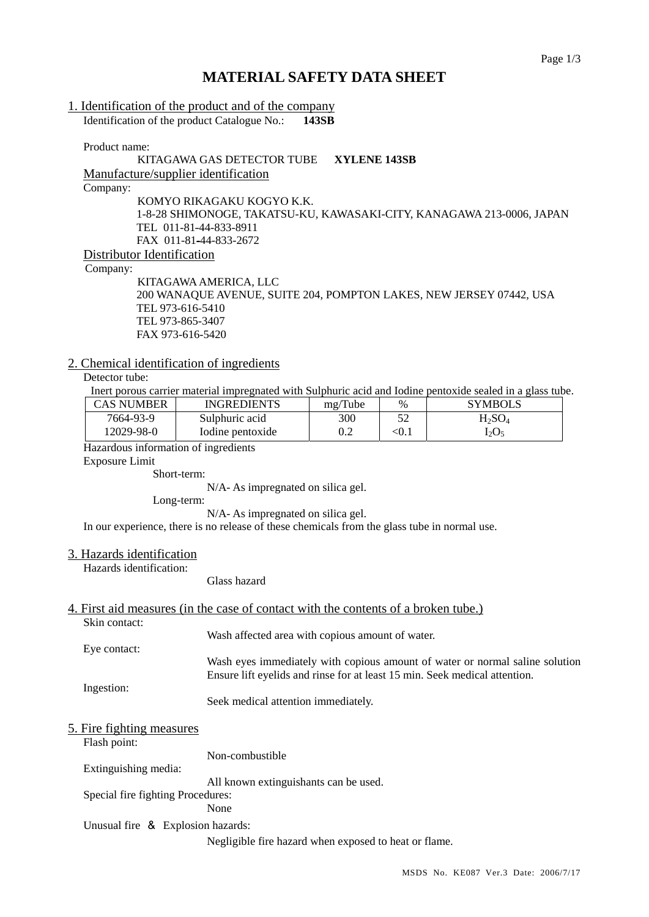# MATERIAL SAFETY DATA SHEET

## 1. Identification of the product and of the company

Identification of the product Catalogue No.: **143SB**

Product name:

KITAGAWA GAS DETECTOR TUBE **XYLENE 143SB**

### Manufacture/supplier identification

Company:

KOMYO RIKAGAKU KOGYO K.K.
1-8-28 SHIMONOGE, TAKATSU-KU, KAWASAKI-CITY, KANAGAWA 213-0006, JAPAN
TEL 011-81-44-833-8911
FAX 011-81-44-833-2672

### Distributor Identification

Company:

KITAGAWA AMERICA, LLC
200 WANAQUE AVENUE, SUITE 204, POMPTON LAKES, NEW JERSEY 07442, USA
TEL 973-616-5410
TEL 973-865-3407
FAX 973-616-5420

## 2. Chemical identification of ingredients

Detector tube:

Inert porous carrier material impregnated with Sulphuric acid and Iodine pentoxide sealed in a glass tube.

| CAS NUMBER | INGREDIENTS | mg/Tube | % | SYMBOLS |
|---|---|---|---|---|
| 7664-93-9 | Sulphuric acid | 300 | 52 | $H_2SO_4$ |
| 12029-98-0 | Iodine pentoxide | 0.2 | <0.1 | $I_2O_5$ |

Hazardous information of ingredients

Exposure Limit

Short-term:

N/A- As impregnated on silica gel.

Long-term:

N/A- As impregnated on silica gel.

In our experience, there is no release of these chemicals from the glass tube in normal use.

## 3. Hazards identification

Hazards identification:

Glass hazard

## 4. First aid measures (in the case of contact with the contents of a broken tube.)

Skin contact:

Wash affected area with copious amount of water.

Eye contact:

Wash eyes immediately with copious amount of water or normal saline solution Ensure lift eyelids and rinse for at least 15 min. Seek medical attention.

Ingestion:

Seek medical attention immediately.

## 5. Fire fighting measures

Flash point:

Non-combustible

Extinguishing media:

All known extinguishants can be used.

Special fire fighting Procedures:

None

Unusual fire ＆ Explosion hazards:

Negligible fire hazard when exposed to heat or flame.

MSDS No. KE087 Ver.3 Date: 2006/7/17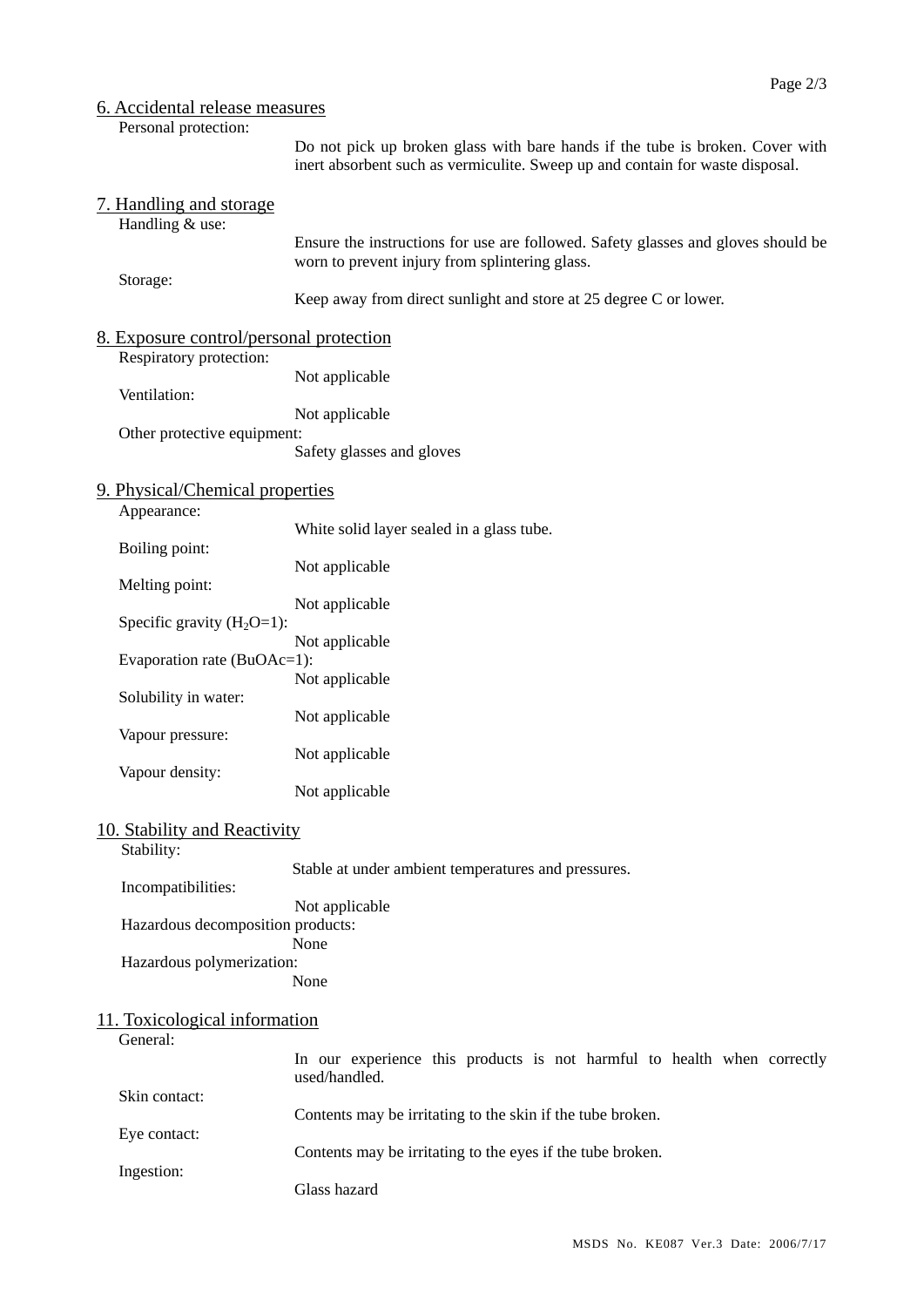## 6. Accidental release measures

Personal protection:

Do not pick up broken glass with bare hands if the tube is broken. Cover with inert absorbent such as vermiculite. Sweep up and contain for waste disposal.

## 7. Handling and storage

Handling & use:

Ensure the instructions for use are followed. Safety glasses and gloves should be worn to prevent injury from splintering glass.

Storage:

Keep away from direct sunlight and store at 25 degree C or lower.

## 8. Exposure control/personal protection

Respiratory protection:

Not applicable

Ventilation:

Not applicable

Other protective equipment:

Safety glasses and gloves

## 9. Physical/Chemical properties

Appearance:

White solid layer sealed in a glass tube.

Boiling point:

Not applicable

Melting point:

Not applicable

Specific gravity ($H_2O$=1):

Not applicable

Evaporation rate (BuOAc=1):

Not applicable

Solubility in water:

Not applicable

Vapour pressure:

Not applicable

Vapour density:

Not applicable

## 10. Stability and Reactivity

Stability:

Stable at under ambient temperatures and pressures.

Incompatibilities:

Not applicable

Hazardous decomposition products:

None

Hazardous polymerization:

None

## 11. Toxicological information

General:

In our experience this products is not harmful to health when correctly used/handled.

Skin contact:

Contents may be irritating to the skin if the tube broken.

Eye contact:

Contents may be irritating to the eyes if the tube broken.

Ingestion:

Glass hazard

MSDS No. KE087 Ver.3 Date: 2006/7/17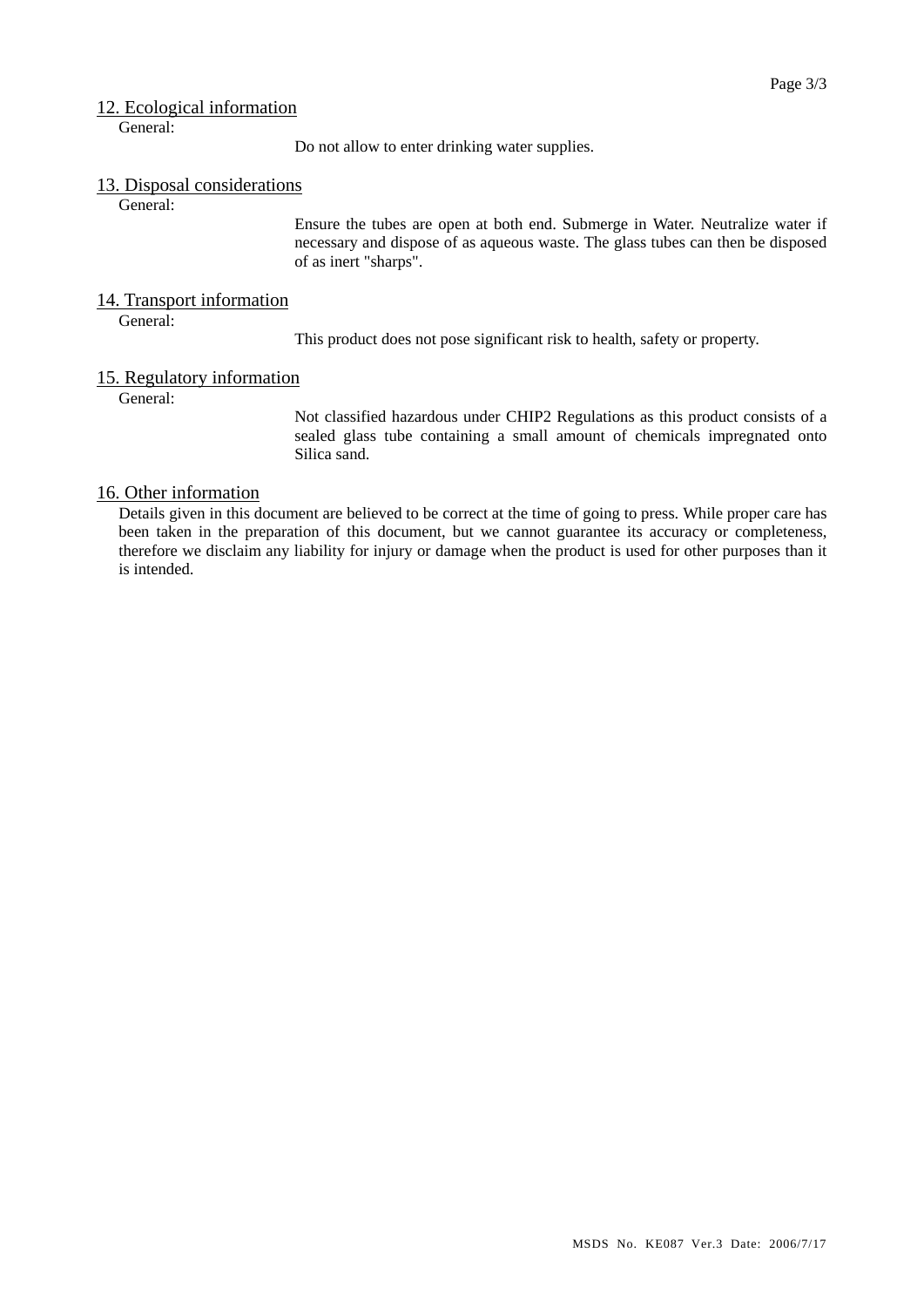## 12. Ecological information

General:

Do not allow to enter drinking water supplies.

## 13. Disposal considerations

General:

Ensure the tubes are open at both end. Submerge in Water. Neutralize water if necessary and dispose of as aqueous waste. The glass tubes can then be disposed of as inert "sharps".

## 14. Transport information

General:

This product does not pose significant risk to health, safety or property.

## 15. Regulatory information

General:

Not classified hazardous under CHIP2 Regulations as this product consists of a sealed glass tube containing a small amount of chemicals impregnated onto Silica sand.

## 16. Other information

Details given in this document are believed to be correct at the time of going to press. While proper care has been taken in the preparation of this document, but we cannot guarantee its accuracy or completeness, therefore we disclaim any liability for injury or damage when the product is used for other purposes than it is intended.

MSDS No. KE087 Ver.3 Date: 2006/7/17